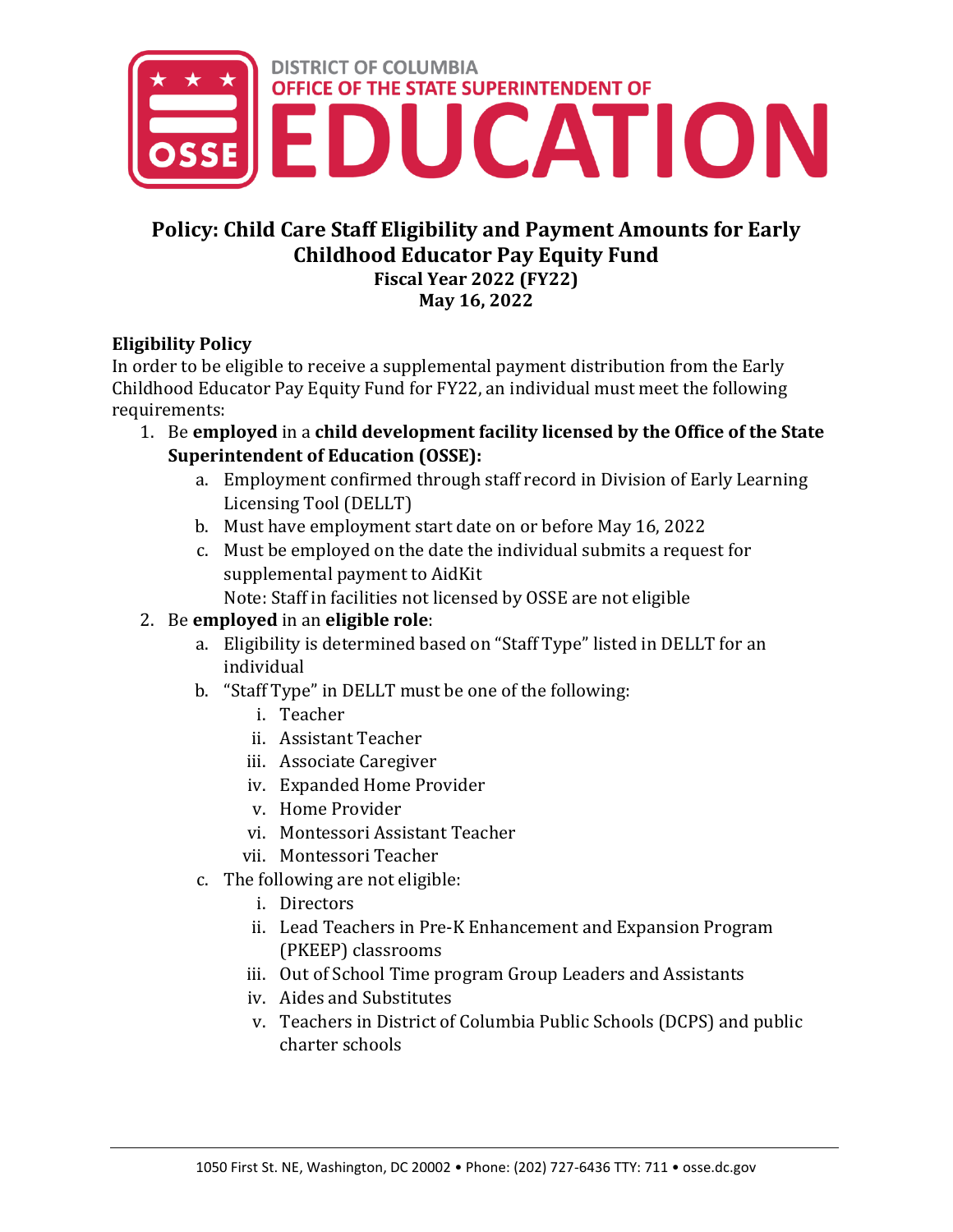# Policy: Child Care Staff Eligibility and Payment Amounts for Early Childhood Educator Pay Equity Fund

**Fiscal Year 2022 (FY22)**
**May 16, 2022**

**Eligibility Policy**

In order to be eligible to receive a supplemental payment distribution from the Early Childhood Educator Pay Equity Fund for FY22, an individual must meet the following requirements:

1. Be **employed** in a **child development facility licensed by the Office of the State Superintendent of Education (OSSE):**
   a. Employment confirmed through staff record in Division of Early Learning Licensing Tool (DELLT)
   b. Must have employment start date on or before May 16, 2022
   c. Must be employed on the date the individual submits a request for supplemental payment to AidKit
   Note: Staff in facilities not licensed by OSSE are not eligible
2. Be **employed** in an **eligible role**:
   a. Eligibility is determined based on "Staff Type" listed in DELLT for an individual
   b. "Staff Type" in DELLT must be one of the following:
      i. Teacher
      ii. Assistant Teacher
      iii. Associate Caregiver
      iv. Expanded Home Provider
      v. Home Provider
      vi. Montessori Assistant Teacher
      vii. Montessori Teacher
   c. The following are not eligible:
      i. Directors
      ii. Lead Teachers in Pre-K Enhancement and Expansion Program (PKEEP) classrooms
      iii. Out of School Time program Group Leaders and Assistants
      iv. Aides and Substitutes
      v. Teachers in District of Columbia Public Schools (DCPS) and public charter schools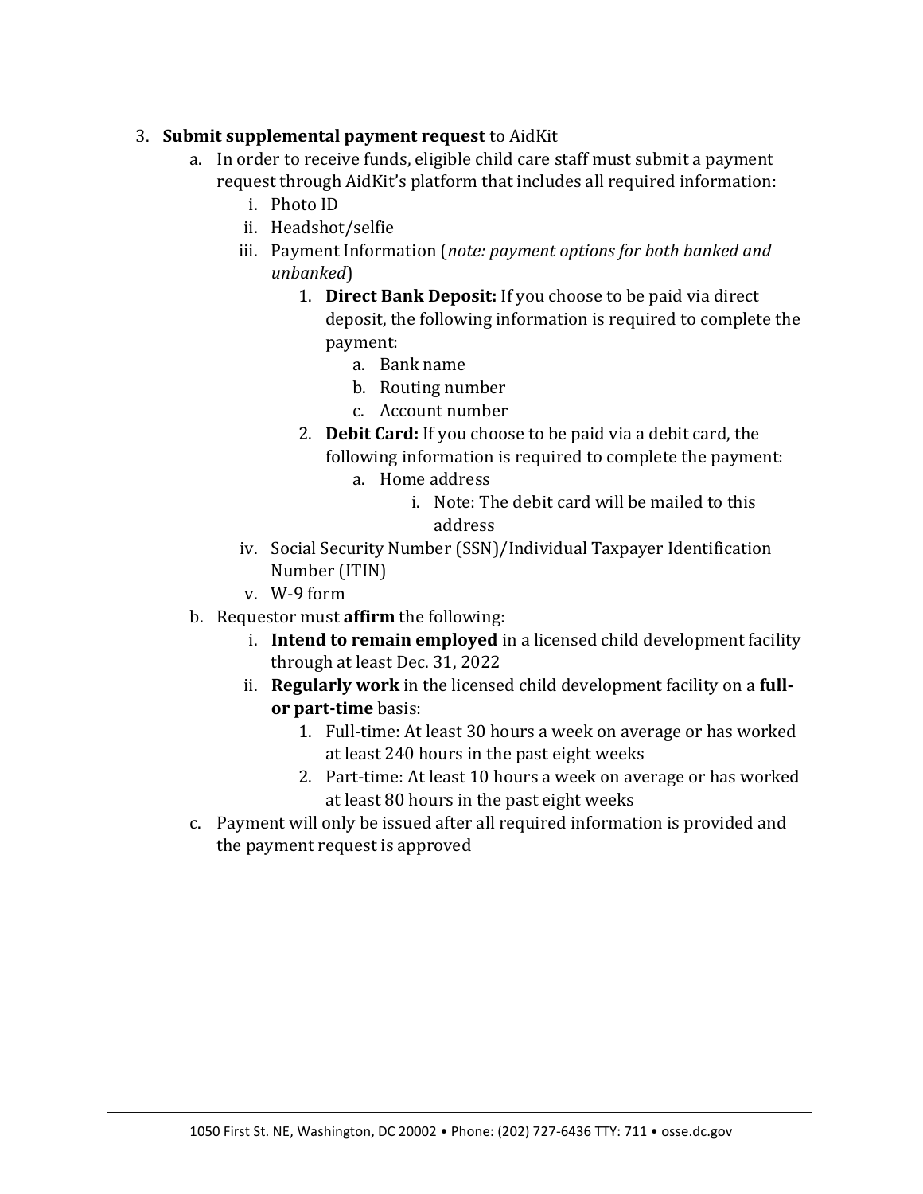3. **Submit supplemental payment request** to AidKit
    a. In order to receive funds, eligible child care staff must submit a payment request through AidKit's platform that includes all required information:
        i. Photo ID
        ii. Headshot/selfie
        iii. Payment Information (*note: payment options for both banked and unbanked*)
            1. **Direct Bank Deposit:** If you choose to be paid via direct deposit, the following information is required to complete the payment:
                a. Bank name
                b. Routing number
                c. Account number
            2. **Debit Card:** If you choose to be paid via a debit card, the following information is required to complete the payment:
                a. Home address
                    i. Note: The debit card will be mailed to this address
        iv. Social Security Number (SSN)/Individual Taxpayer Identification Number (ITIN)
        v. W-9 form
    b. Requestor must **affirm** the following:
        i. **Intend to remain employed** in a licensed child development facility through at least Dec. 31, 2022
        ii. **Regularly work** in the licensed child development facility on a **full- or part-time** basis:
            1. Full-time: At least 30 hours a week on average or has worked at least 240 hours in the past eight weeks
            2. Part-time: At least 10 hours a week on average or has worked at least 80 hours in the past eight weeks
    c. Payment will only be issued after all required information is provided and the payment request is approved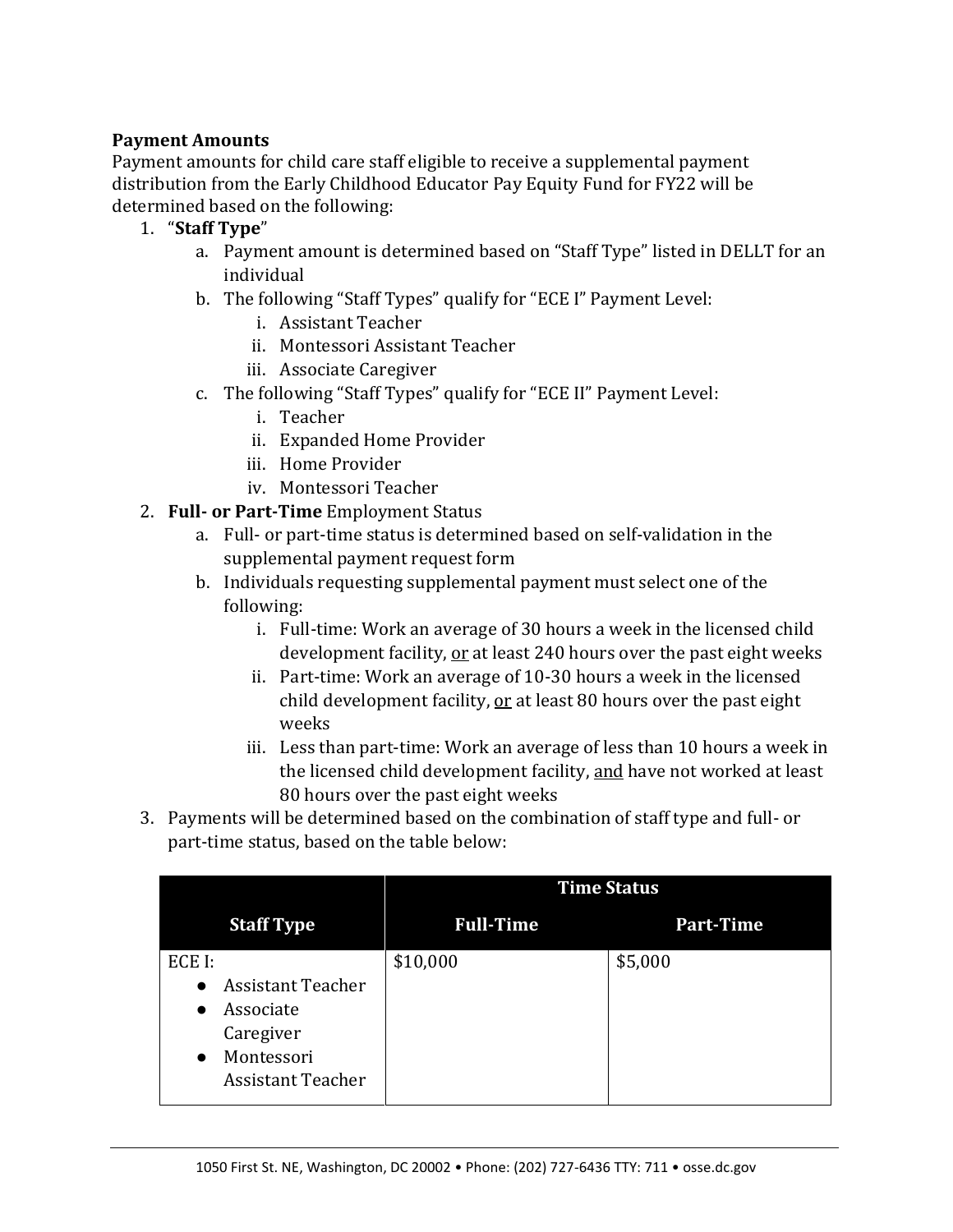**Payment Amounts**

Payment amounts for child care staff eligible to receive a supplemental payment distribution from the Early Childhood Educator Pay Equity Fund for FY22 will be determined based on the following:

1. "**Staff Type**"
   a. Payment amount is determined based on "Staff Type" listed in DELLT for an individual
   b. The following "Staff Types" qualify for "ECE I" Payment Level:
      i. Assistant Teacher
      ii. Montessori Assistant Teacher
      iii. Associate Caregiver
   c. The following "Staff Types" qualify for "ECE II" Payment Level:
      i. Teacher
      ii. Expanded Home Provider
      iii. Home Provider
      iv. Montessori Teacher
2. **Full- or Part-Time** Employment Status
   a. Full- or part-time status is determined based on self-validation in the supplemental payment request form
   b. Individuals requesting supplemental payment must select one of the following:
      i. Full-time: Work an average of 30 hours a week in the licensed child development facility, <u>or</u> at least 240 hours over the past eight weeks
      ii. Part-time: Work an average of 10-30 hours a week in the licensed child development facility, <u>or</u> at least 80 hours over the past eight weeks
      iii. Less than part-time: Work an average of less than 10 hours a week in the licensed child development facility, <u>and</u> have not worked at least 80 hours over the past eight weeks
3. Payments will be determined based on the combination of staff type and full- or part-time status, based on the table below:

| | Time Status | |
|---|---|---|
| **Staff Type** | **Full-Time** | **Part-Time** |
| ECE I:<br>● Assistant Teacher<br>● Associate Caregiver<br>● Montessori Assistant Teacher | $10,000 | $5,000 |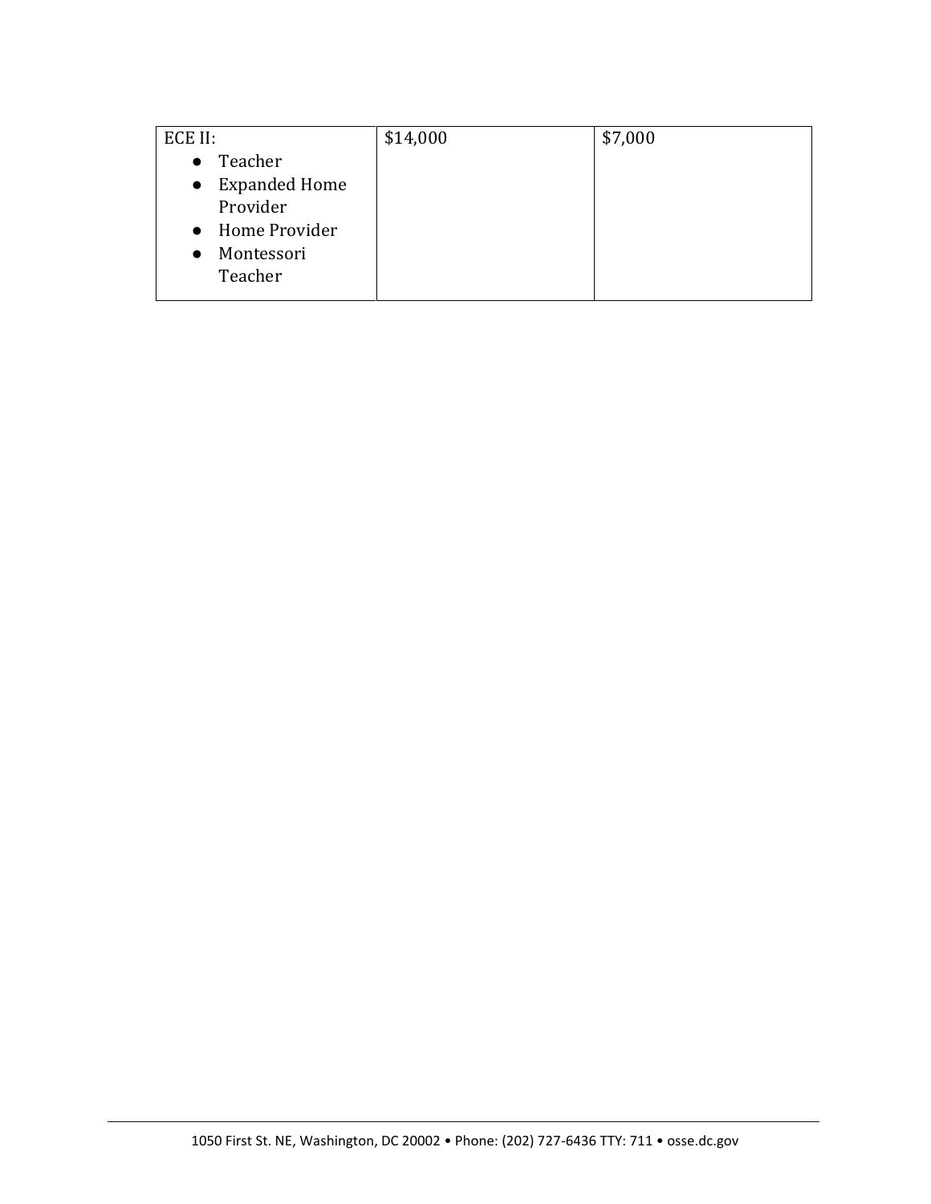| | | |
|---|---|---|
| ECE II:<br>● Teacher<br>● Expanded Home Provider<br>● Home Provider<br>● Montessori Teacher | $14,000 | $7,000 |